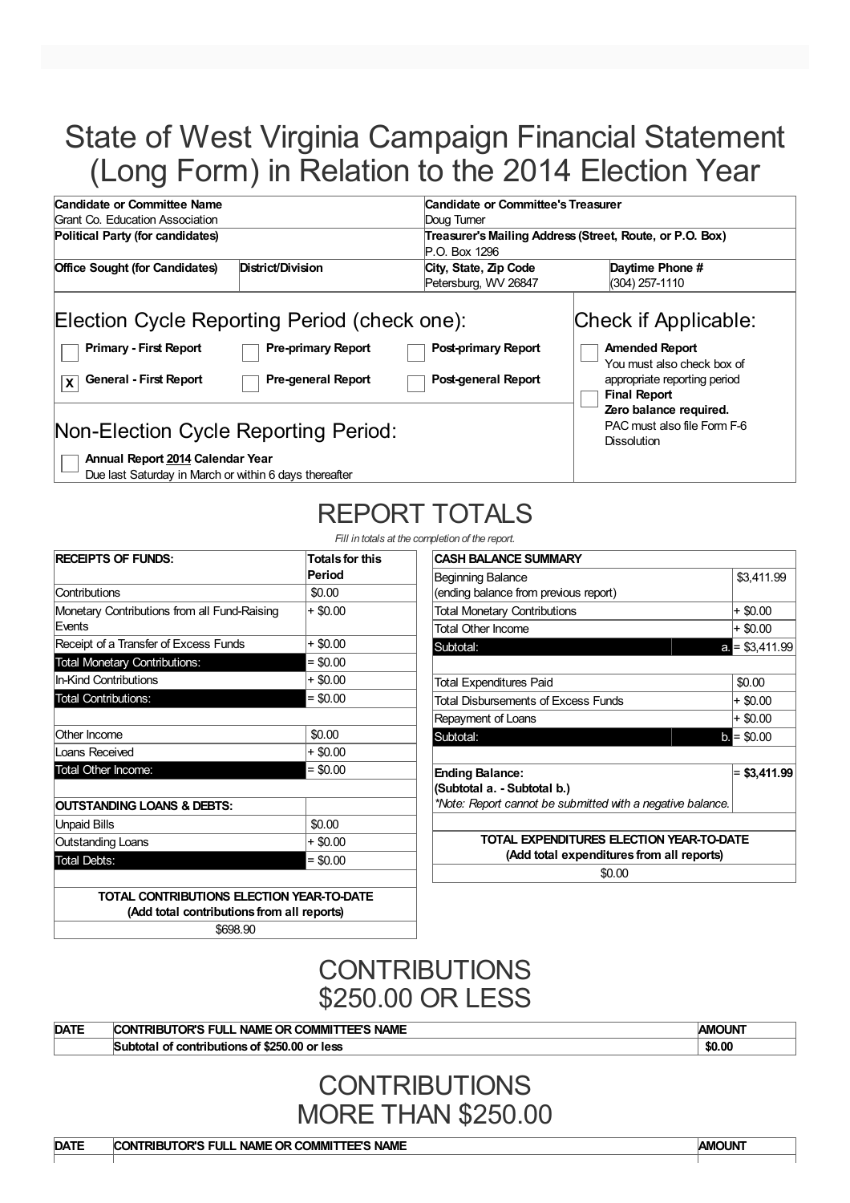# State of West Virginia Campaign Financial Statement (Long Form) in Relation to the 2014 Election Year

| Candidate or Committee Name | | Candidate or Committee's Treasurer | |
|---|---|---|---|
| Grant Co. Education Association | | Doug Turner | |
| **Political Party (for candidates)** | | **Treasurer's Mailing Address (Street, Route, or P.O. Box)** | |
| | | P.O. Box 1296 | |
| **Office Sought (for Candidates)** | **District/Division** | **City, State, Zip Code** | **Daytime Phone #** |
| | | Petersburg, WV 26847 | (304) 257-1110 |

## Election Cycle Reporting Period (check one):

- [ ] **Primary - First Report**
- [ ] **Pre-primary Report**
- [ ] **Post-primary Report**
- [x] **General - First Report**
- [ ] **Pre-general Report**
- [ ] **Post-general Report**

## Check if Applicable:

- [ ] **Amended Report** You must also check box of appropriate reporting period
- [ ] **Final Report** **Zero balance required.** PAC must also file Form F-6 Dissolution

## Non-Election Cycle Reporting Period:

- [ ] **Annual Report 2014 Calendar Year** Due last Saturday in March or within 6 days thereafter

# REPORT TOTALS

*Fill in totals at the completion of the report.*

| RECEIPTS OF FUNDS: | Totals for this Period |
|---|---|
| Contributions | $0.00 |
| Monetary Contributions from all Fund-Raising Events | + $0.00 |
| Receipt of a Transfer of Excess Funds | + $0.00 |
| Total Monetary Contributions: | = $0.00 |
| In-Kind Contributions | + $0.00 |
| Total Contributions: | = $0.00 |
| | |
| Other Income | $0.00 |
| Loans Received | + $0.00 |
| Total Other Income: | = $0.00 |
| | |
| **OUTSTANDING LOANS & DEBTS:** | |
| Unpaid Bills | $0.00 |
| Outstanding Loans | + $0.00 |
| Total Debts: | = $0.00 |
| | |
| **TOTAL CONTRIBUTIONS ELECTION YEAR-TO-DATE (Add total contributions from all reports)** | |
| $698.90 | |

| CASH BALANCE SUMMARY | | |
|---|---|---|
| Beginning Balance (ending balance from previous report) | | $3,411.99 |
| Total Monetary Contributions | | + $0.00 |
| Total Other Income | | + $0.00 |
| Subtotal: | a. | = $3,411.99 |
| | | |
| Total Expenditures Paid | | $0.00 |
| Total Disbursements of Excess Funds | | + $0.00 |
| Repayment of Loans | | + $0.00 |
| Subtotal: | b. | = $0.00 |
| | | |
| **Ending Balance: (Subtotal a. - Subtotal b.)** *\*Note: Report cannot be submitted with a negative balance.* | | **= $3,411.99** |
| | | |
| **TOTAL EXPENDITURES ELECTION YEAR-TO-DATE (Add total expenditures from all reports)** | | |
| $0.00 | | |

# CONTRIBUTIONS $250.00 OR LESS

| DATE | CONTRIBUTOR'S FULL NAME OR COMMITTEE'S NAME | AMOUNT |
|---|---|---|
| | **Subtotal of contributions of $250.00 or less** | **$0.00** |

# CONTRIBUTIONS MORE THAN $250.00

| DATE | CONTRIBUTOR'S FULL NAME OR COMMITTEE'S NAME | AMOUNT |
|---|---|---|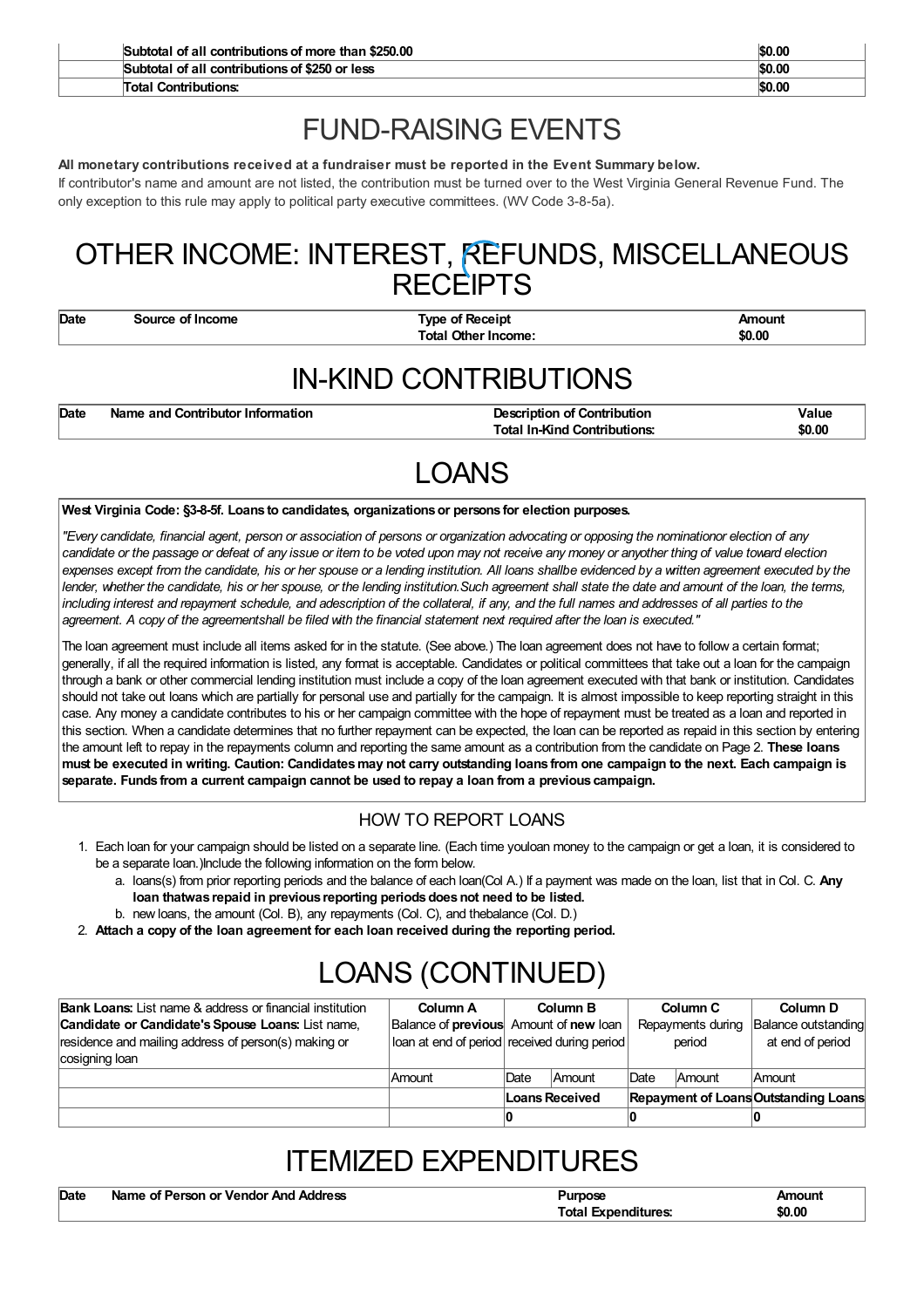| | | |
|---|---|---|
| | **Subtotal of all contributions of more than $250.00** | **$0.00** |
| | **Subtotal of all contributions of $250 or less** | **$0.00** |
| | **Total Contributions:** | **$0.00** |

# FUND-RAISING EVENTS

**All monetary contributions received at a fundraiser must be reported in the Event Summary below.**

If contributor's name and amount are not listed, the contribution must be turned over to the West Virginia General Revenue Fund. The only exception to this rule may apply to political party executive committees. (WV Code 3-8-5a).

# OTHER INCOME: INTEREST, REFUNDS, MISCELLANEOUS RECEIPTS

| Date | Source of Income | Type of Receipt | Amount |
|---|---|---|---|
| | | **Total Other Income:** | **$0.00** |

# IN-KIND CONTRIBUTIONS

| Date | Name and Contributor Information | Description of Contribution | Value |
|---|---|---|---|
| | | **Total In-Kind Contributions:** | **$0.00** |

# LOANS

**West Virginia Code: §3-8-5f. Loans to candidates, organizations or persons for election purposes.**

*"Every candidate, financial agent, person or association of persons or organization advocating or opposing the nominationor election of any candidate or the passage or defeat of any issue or item to be voted upon may not receive any money or anyother thing of value toward election expenses except from the candidate, his or her spouse or a lending institution. All loans shallbe evidenced by a written agreement executed by the lender, whether the candidate, his or her spouse, or the lending institution.Such agreement shall state the date and amount of the loan, the terms, including interest and repayment schedule, and adescription of the collateral, if any, and the full names and addresses of all parties to the agreement. A copy of the agreementshall be filed with the financial statement next required after the loan is executed."*

The loan agreement must include all items asked for in the statute. (See above.) The loan agreement does not have to follow a certain format; generally, if all the required information is listed, any format is acceptable. Candidates or political committees that take out a loan for the campaign through a bank or other commercial lending institution must include a copy of the loan agreement executed with that bank or institution. Candidates should not take out loans which are partially for personal use and partially for the campaign. It is almost impossible to keep reporting straight in this case. Any money a candidate contributes to his or her campaign committee with the hope of repayment must be treated as a loan and reported in this section. When a candidate determines that no further repayment can be expected, the loan can be reported as repaid in this section by entering the amount left to repay in the repayments column and reporting the same amount as a contribution from the candidate on Page 2. **These loans must be executed in writing. Caution: Candidates may not carry outstanding loans from one campaign to the next. Each campaign is separate. Funds from a current campaign cannot be used to repay a loan from a previous campaign.**

## HOW TO REPORT LOANS

1. Each loan for your campaign should be listed on a separate line. (Each time youloan money to the campaign or get a loan, it is considered to be a separate loan.)Include the following information on the form below.
   a. loans(s) from prior reporting periods and the balance of each loan(Col A.) If a payment was made on the loan, list that in Col. C. **Any loan thatwas repaid in previous reporting periods does not need to be listed.**
   b. new loans, the amount (Col. B), any repayments (Col. C), and thebalance (Col. D.)
2. **Attach a copy of the loan agreement for each loan received during the reporting period.**

# LOANS (CONTINUED)

| **Bank Loans:** List name & address or financial institution **Candidate or Candidate's Spouse Loans:** List name, residence and mailing address of person(s) making or cosigning loan | **Column A** Balance of **previous** loan at end of period | **Column B** Amount of **new** loan received during period | | **Column C** Repayments during period | | **Column D** Balance outstanding at end of period |
|---|---|---|---|---|---|---|
| | Amount | Date | Amount | Date | Amount | Amount |
| | | **Loans Received** | | **Repayment of Loans** | | **Outstanding Loans** |
| | | **0** | | **0** | | **0** |

# ITEMIZED EXPENDITURES

| Date | Name of Person or Vendor And Address | Purpose | Amount |
|---|---|---|---|
| | | **Total Expenditures:** | **$0.00** |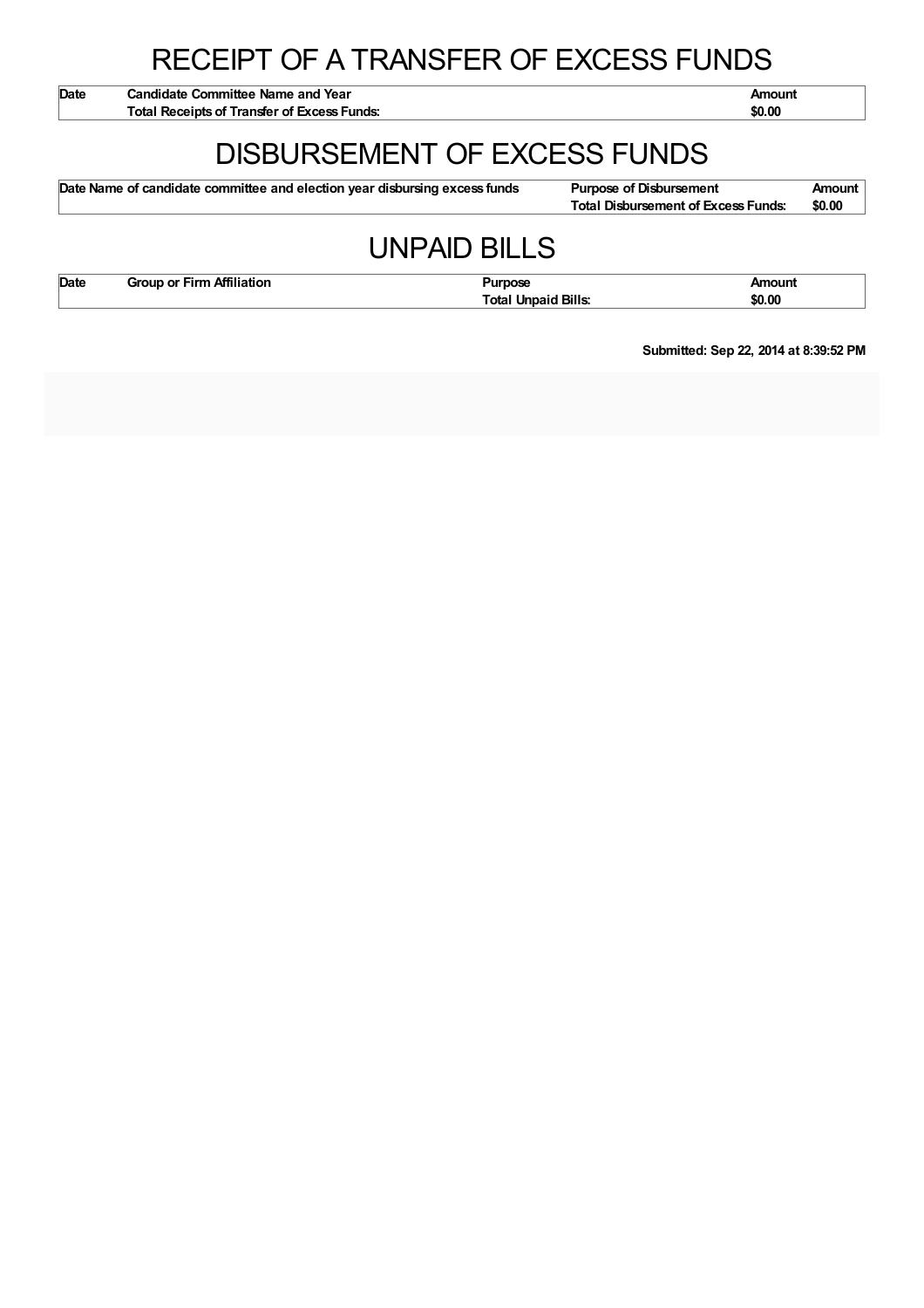# RECEIPT OF A TRANSFER OF EXCESS FUNDS

| Date | Candidate Committee Name and Year | Amount |
|---|---|---|
| | **Total Receipts of Transfer of Excess Funds:** | **$0.00** |

# DISBURSEMENT OF EXCESS FUNDS

| Date | Name of candidate committee and election year disbursing excess funds | Purpose of Disbursement | Amount |
|---|---|---|---|
| | | **Total Disbursement of Excess Funds:** | **$0.00** |

# UNPAID BILLS

| Date | Group or Firm Affiliation | Purpose | Amount |
|---|---|---|---|
| | | **Total Unpaid Bills:** | **$0.00** |

**Submitted: Sep 22, 2014 at 8:39:52 PM**